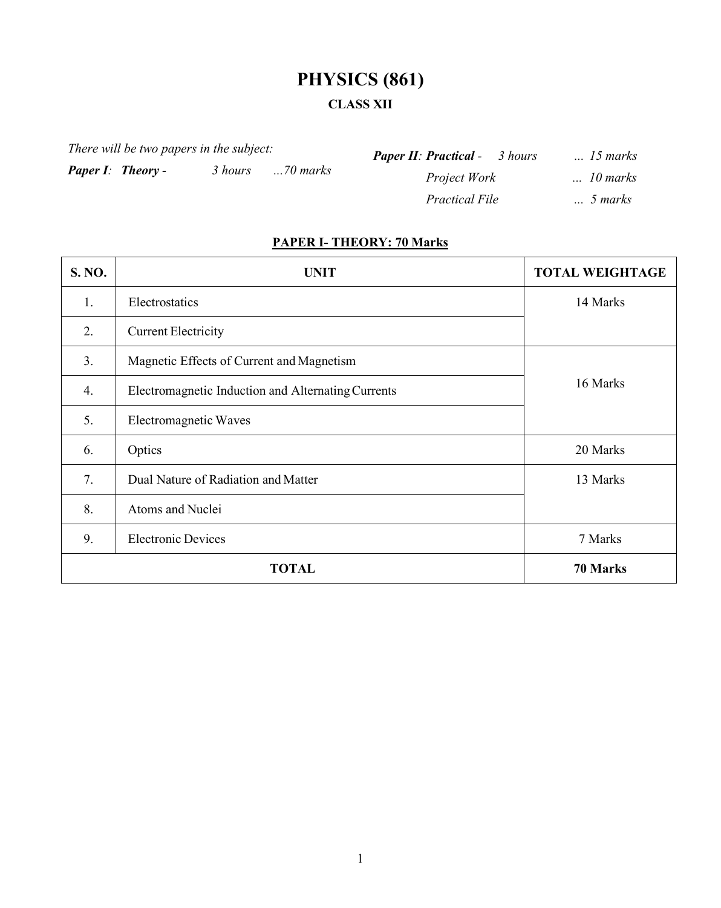# PHYSICS (861)

## CLASS XII

*There will be two papers in the subject:*

***Paper I**: **Theory** - 3 hours ...70 marks*

***Paper II**: **Practical** - 3 hours ... 15 marks*

*Project Work ... 10 marks*

*Practical File ... 5 marks*

### PAPER I- THEORY: 70 Marks

| S. NO. | UNIT | TOTAL WEIGHTAGE |
|---|---|---|
| 1. | Electrostatics | 14 Marks |
| 2. | Current Electricity | |
| 3. | Magnetic Effects of Current and Magnetism | 16 Marks |
| 4. | Electromagnetic Induction and Alternating Currents | |
| 5. | Electromagnetic Waves | |
| 6. | Optics | 20 Marks |
| 7. | Dual Nature of Radiation and Matter | 13 Marks |
| 8. | Atoms and Nuclei | |
| 9. | Electronic Devices | 7 Marks |
| **TOTAL** | | **70 Marks** |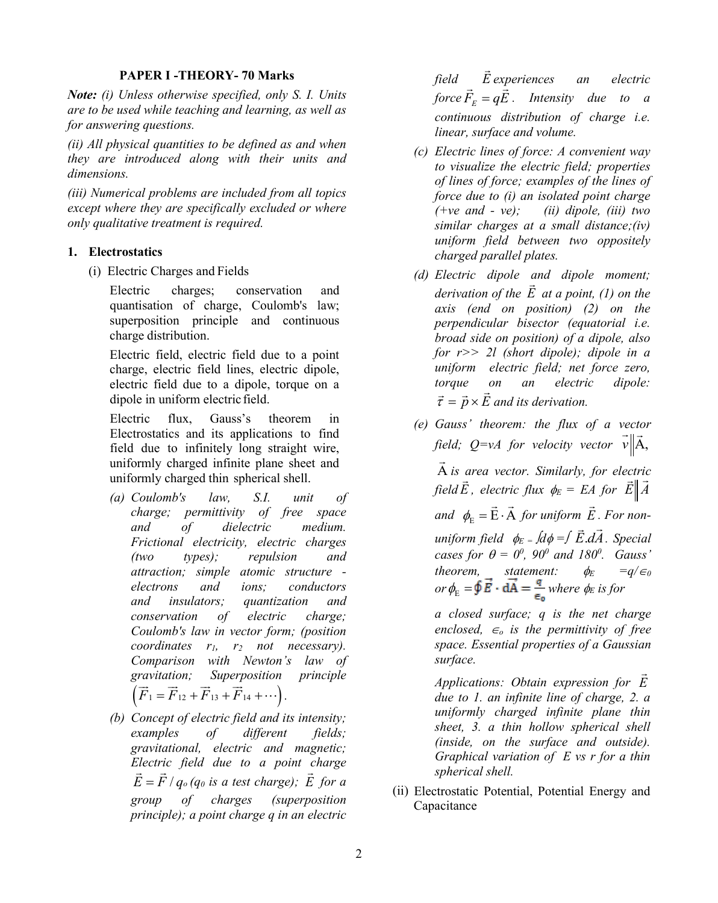### PAPER I -THEORY- 70 Marks

***Note:*** *(i) Unless otherwise specified, only S. I. Units are to be used while teaching and learning, as well as for answering questions.*

*(ii) All physical quantities to be defined as and when they are introduced along with their units and dimensions.*

*(iii) Numerical problems are included from all topics except where they are specifically excluded or where only qualitative treatment is required.*

1. **Electrostatics**

   (i) Electric Charges and Fields

   Electric charges; conservation and quantisation of charge, Coulomb's law; superposition principle and continuous charge distribution.

   Electric field, electric field due to a point charge, electric field lines, electric dipole, electric field due to a dipole, torque on a dipole in uniform electric field.

   Electric flux, Gauss's theorem in Electrostatics and its applications to find field due to infinitely long straight wire, uniformly charged infinite plane sheet and uniformly charged thin spherical shell.

   *(a) Coulomb's law, S.I. unit of charge; permittivity of free space and of dielectric medium. Frictional electricity, electric charges (two types); repulsion and attraction; simple atomic structure - electrons and ions; conductors and insulators; quantization and conservation of electric charge; Coulomb's law in vector form; (position coordinates $r_1$, $r_2$ not necessary). Comparison with Newton's law of gravitation; Superposition principle $\left(\vec{F}_1 = \vec{F}_{12} + \vec{F}_{13} + \vec{F}_{14} + \cdots\right)$.*

   *(b) Concept of electric field and its intensity; examples of different fields; gravitational, electric and magnetic; Electric field due to a point charge $\vec{E} = \vec{F}/q_o$ ($q_0$ is a test charge); $\vec{E}$ for a group of charges (superposition principle); a point charge q in an electric field $\vec{E}$ experiences an electric force $\vec{F}_E = q\vec{E}$. Intensity due to a continuous distribution of charge i.e. linear, surface and volume.*

   *(c) Electric lines of force: A convenient way to visualize the electric field; properties of lines of force; examples of the lines of force due to (i) an isolated point charge (+ve and - ve); (ii) dipole, (iii) two similar charges at a small distance;(iv) uniform field between two oppositely charged parallel plates.*

   *(d) Electric dipole and dipole moment; derivation of the $\vec{E}$ at a point, (1) on the axis (end on position) (2) on the perpendicular bisector (equatorial i.e. broad side on position) of a dipole, also for r>> 2l (short dipole); dipole in a uniform electric field; net force zero, torque on an electric dipole: $\vec{\tau} = \vec{p} \times \vec{E}$ and its derivation.*

   *(e) Gauss' theorem: the flux of a vector field; Q=vA for velocity vector $\vec{v} \parallel \vec{A}$, $\vec{A}$ is area vector. Similarly, for electric field $\vec{E}$, electric flux $\phi_E = EA$ for $\vec{E} \parallel \vec{A}$ and $\phi_E = \vec{E} \cdot \vec{A}$ for uniform $\vec{E}$. For non-uniform field $\phi_E = \int d\phi = \int \vec{E}.d\vec{A}$. Special cases for $\theta = 0^0$, $90^0$ and $180^0$. Gauss' theorem, statement: $\phi_E = q/\epsilon_0$ or $\phi_E = \oint \vec{E} \cdot d\vec{A} = \frac{q}{\epsilon_0}$ where $\phi_E$ is for a closed surface; q is the net charge enclosed, $\epsilon_o$ is the permittivity of free space. Essential properties of a Gaussian surface.*

   *Applications: Obtain expression for $\vec{E}$ due to 1. an infinite line of charge, 2. a uniformly charged infinite plane thin sheet, 3. a thin hollow spherical shell (inside, on the surface and outside). Graphical variation of E vs r for a thin spherical shell.*

   (ii) Electrostatic Potential, Potential Energy and Capacitance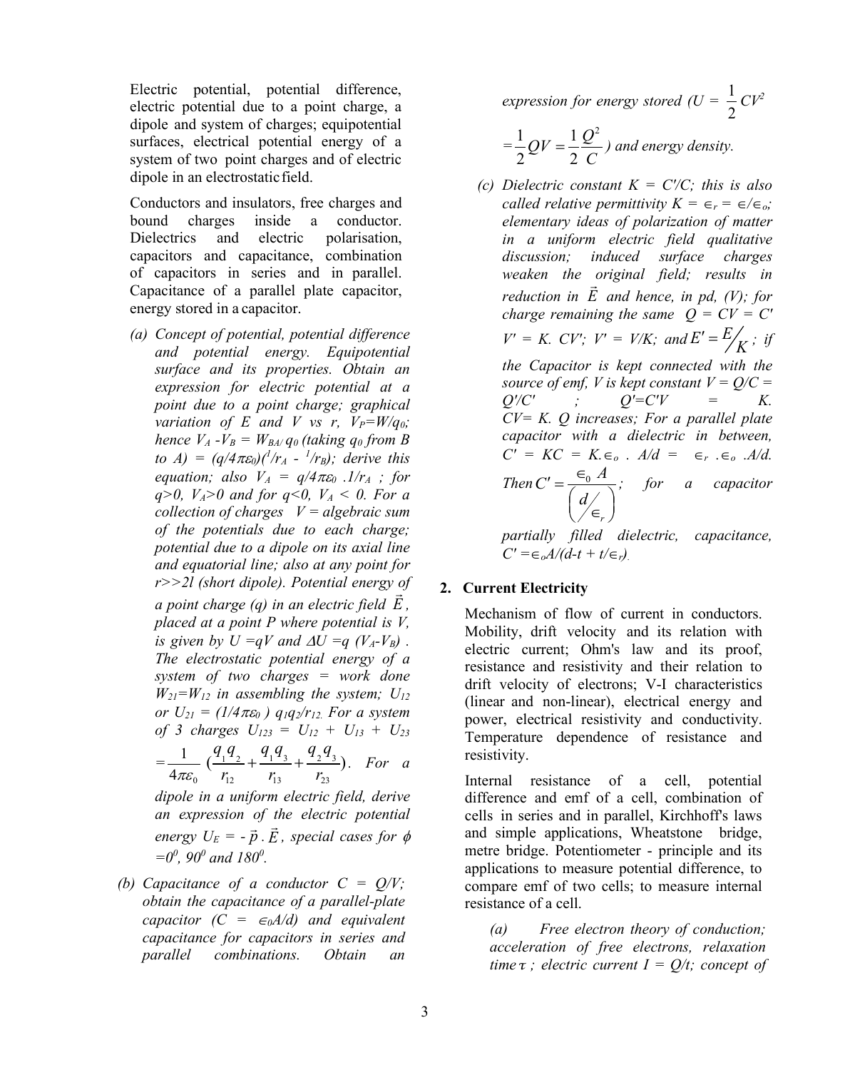Electric potential, potential difference, electric potential due to a point charge, a dipole and system of charges; equipotential surfaces, electrical potential energy of a system of two point charges and of electric dipole in an electrostatic field.

Conductors and insulators, free charges and bound charges inside a conductor. Dielectrics and electric polarisation, capacitors and capacitance, combination of capacitors in series and in parallel. Capacitance of a parallel plate capacitor, energy stored in a capacitor.

(a) *Concept of potential, potential difference and potential energy. Equipotential surface and its properties. Obtain an expression for electric potential at a point due to a point charge; graphical variation of E and V vs r, $V_P=W/q_0$; hence $V_A - V_B = W_{BA}/q_0$ (taking $q_0$ from B to A) $= (q/4\pi\varepsilon_0)(^1/r_A - {}^1/r_B)$; derive this equation; also $V_A = q/4\pi\varepsilon_0 \cdot 1/r_A$ ; for q>0, $V_A$>0 and for q<0, $V_A$ < 0. For a collection of charges V = algebraic sum of the potentials due to each charge; potential due to a dipole on its axial line and equatorial line; also at any point for r>>2l (short dipole). Potential energy of a point charge (q) in an electric field $\vec{E}$, placed at a point P where potential is V, is given by U =qV and $\Delta U = q(V_A - V_B)$. The electrostatic potential energy of a system of two charges = work done $W_{21}=W_{12}$ in assembling the system; $U_{12}$ or $U_{21} = (1/4\pi\varepsilon_0)\, q_1q_2/r_{12}$. For a system of 3 charges $U_{123} = U_{12} + U_{13} + U_{23}$ $= \frac{1}{4\pi\varepsilon_0}\left(\frac{q_1q_2}{r_{12}} + \frac{q_1q_3}{r_{13}} + \frac{q_2q_3}{r_{23}}\right)$. For a dipole in a uniform electric field, derive an expression of the electric potential energy $U_E = -\vec{p}\cdot\vec{E}$, special cases for $\phi = 0^0, 90^0$ and $180^0$.*

(b) *Capacitance of a conductor C = Q/V; obtain the capacitance of a parallel-plate capacitor ($C = \epsilon_0 A/d$) and equivalent capacitance for capacitors in series and parallel combinations. Obtain an expression for energy stored ($U = \frac{1}{2}CV^2 = \frac{1}{2}QV = \frac{1}{2}\frac{Q^2}{C}$) and energy density.*

(c) *Dielectric constant K = C'/C; this is also called relative permittivity $K = \epsilon_r = \epsilon/\epsilon_o$; elementary ideas of polarization of matter in a uniform electric field qualitative discussion; induced surface charges weaken the original field; results in reduction in $\vec{E}$ and hence, in pd, (V); for charge remaining the same Q = CV = C' V' = K. CV'; V' = V/K; and $E' = E/K$; if the Capacitor is kept connected with the source of emf, V is kept constant V = Q/C = Q'/C' ; Q'=C'V = K. CV= K. Q increases; For a parallel plate capacitor with a dielectric in between, $C' = KC = K.\epsilon_o . A/d = \epsilon_r .\epsilon_o .A/d$. Then $C' = \frac{\epsilon_0 A}{\left(d/\epsilon_r\right)}$; for a capacitor partially filled dielectric, capacitance, $C' = \epsilon_o A/(d - t + t/\epsilon_r)$.*

## 2. Current Electricity

Mechanism of flow of current in conductors. Mobility, drift velocity and its relation with electric current; Ohm's law and its proof, resistance and resistivity and their relation to drift velocity of electrons; V-I characteristics (linear and non-linear), electrical energy and power, electrical resistivity and conductivity. Temperature dependence of resistance and resistivity.

Internal resistance of a cell, potential difference and emf of a cell, combination of cells in series and in parallel, Kirchhoff's laws and simple applications, Wheatstone bridge, metre bridge. Potentiometer - principle and its applications to measure potential difference, to compare emf of two cells; to measure internal resistance of a cell.

(a) *Free electron theory of conduction; acceleration of free electrons, relaxation time $\tau$ ; electric current I = Q/t; concept of*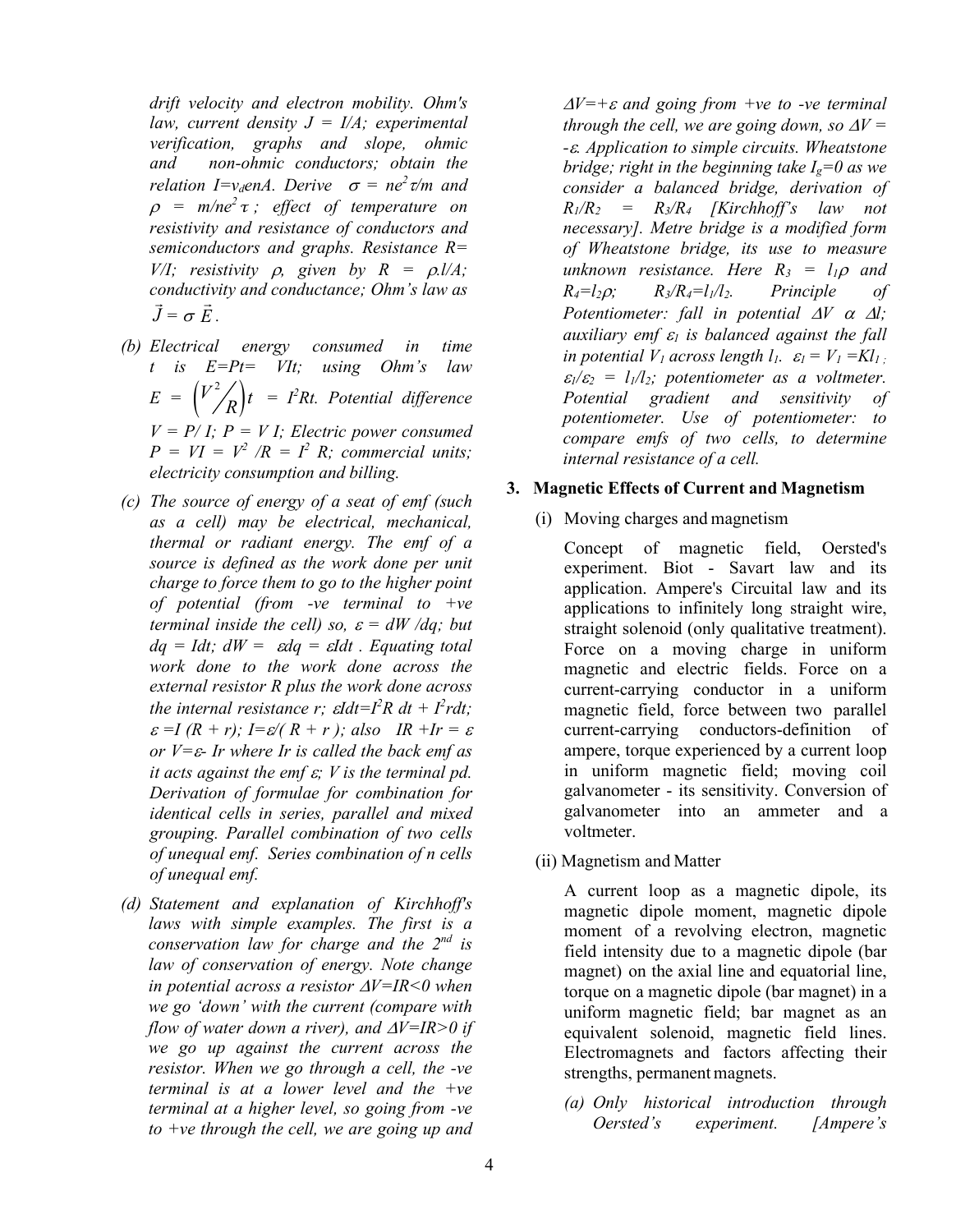*drift velocity and electron mobility. Ohm's law, current density $J = I/A$; experimental verification, graphs and slope, ohmic and non-ohmic conductors; obtain the relation $I=v_d enA$. Derive $\sigma = ne^2\tau/m$ and $\rho = m/ne^2\tau$ ; effect of temperature on resistivity and resistance of conductors and semiconductors and graphs. Resistance $R= V/I$; resistivity $\rho$, given by $R = \rho.l/A$; conductivity and conductance; Ohm's law as $\vec{J} = \sigma \vec{E}$.*

(b) *Electrical energy consumed in time t is $E=Pt= VIt$; using Ohm's law $E = \left(V^2/R\right)t = I^2Rt$. Potential difference $V = P/ I$; $P = V I$; Electric power consumed $P = VI = V^2 /R = I^2 R$; commercial units; electricity consumption and billing.*

(c) *The source of energy of a seat of emf (such as a cell) may be electrical, mechanical, thermal or radiant energy. The emf of a source is defined as the work done per unit charge to force them to go to the higher point of potential (from -ve terminal to +ve terminal inside the cell) so, $\varepsilon = dW /dq$; but $dq = Idt$; $dW = \varepsilon dq = \varepsilon Idt$ . Equating total work done to the work done across the external resistor R plus the work done across the internal resistance r; $\varepsilon Idt=I^2R\ dt + I^2rdt$; $\varepsilon =I (R + r)$; $I=\varepsilon/( R + r )$; also $IR +Ir = \varepsilon$ or $V=\varepsilon- Ir$ where Ir is called the back emf as it acts against the emf $\varepsilon$; V is the terminal pd. Derivation of formulae for combination for identical cells in series, parallel and mixed grouping. Parallel combination of two cells of unequal emf. Series combination of n cells of unequal emf.*

(d) *Statement and explanation of Kirchhoff's laws with simple examples. The first is a conservation law for charge and the 2nd is law of conservation of energy. Note change in potential across a resistor $\Delta V=IR<0$ when we go 'down' with the current (compare with flow of water down a river), and $\Delta V=IR>0$ if we go up against the current across the resistor. When we go through a cell, the -ve terminal is at a lower level and the +ve terminal at a higher level, so going from -ve to +ve through the cell, we are going up and $\Delta V=+\varepsilon$ and going from +ve to -ve terminal through the cell, we are going down, so $\Delta V = -\varepsilon$. Application to simple circuits. Wheatstone bridge; right in the beginning take $I_g=0$ as we consider a balanced bridge, derivation of $R_1/R_2 = R_3/R_4$ [Kirchhoff's law not necessary]. Metre bridge is a modified form of Wheatstone bridge, its use to measure unknown resistance. Here $R_3 = l_1\rho$ and $R_4=l_2\rho$; $R_3/R_4=l_1/l_2$. Principle of Potentiometer: fall in potential $\Delta V \ \alpha \ \Delta l$; auxiliary emf $\varepsilon_1$ is balanced against the fall in potential $V_1$ across length $l_1$. $\varepsilon_1 = V_1 =Kl_1$ ; $\varepsilon_1/\varepsilon_2 = l_1/l_2$; potentiometer as a voltmeter. Potential gradient and sensitivity of potentiometer. Use of potentiometer: to compare emfs of two cells, to determine internal resistance of a cell.*

## 3. Magnetic Effects of Current and Magnetism

(i) Moving charges and magnetism

Concept of magnetic field, Oersted's experiment. Biot - Savart law and its application. Ampere's Circuital law and its applications to infinitely long straight wire, straight solenoid (only qualitative treatment). Force on a moving charge in uniform magnetic and electric fields. Force on a current-carrying conductor in a uniform magnetic field, force between two parallel current-carrying conductors-definition of ampere, torque experienced by a current loop in uniform magnetic field; moving coil galvanometer - its sensitivity. Conversion of galvanometer into an ammeter and a voltmeter.

(ii) Magnetism and Matter

A current loop as a magnetic dipole, its magnetic dipole moment, magnetic dipole moment of a revolving electron, magnetic field intensity due to a magnetic dipole (bar magnet) on the axial line and equatorial line, torque on a magnetic dipole (bar magnet) in a uniform magnetic field; bar magnet as an equivalent solenoid, magnetic field lines. Electromagnets and factors affecting their strengths, permanent magnets.

(a) *Only historical introduction through Oersted's experiment. [Ampere's*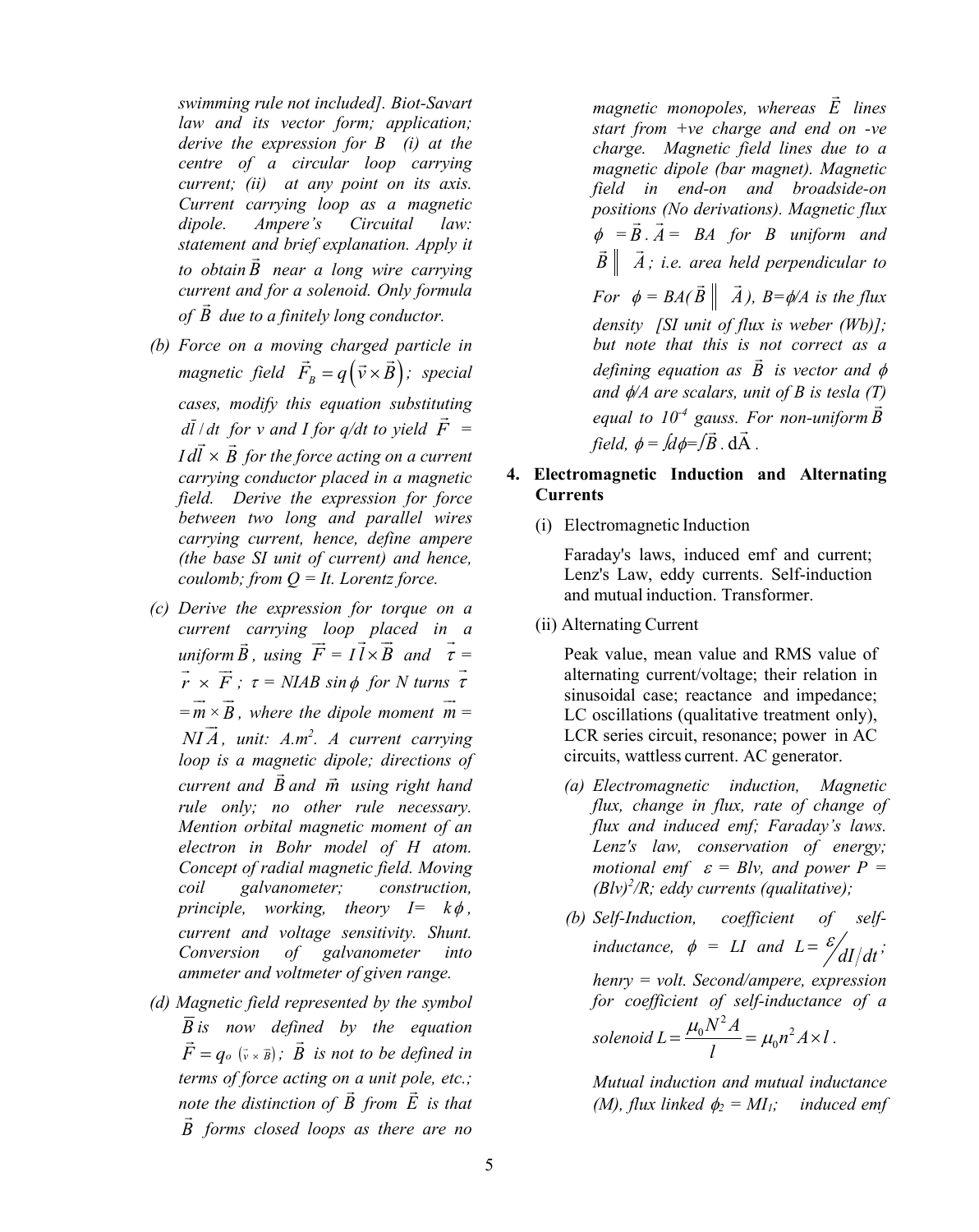*swimming rule not included]. Biot-Savart law and its vector form; application; derive the expression for B (i) at the centre of a circular loop carrying current; (ii) at any point on its axis. Current carrying loop as a magnetic dipole. Ampere's Circuital law: statement and brief explanation. Apply it to obtain $\vec{B}$ near a long wire carrying current and for a solenoid. Only formula of $\vec{B}$ due to a finitely long conductor.*

(b) *Force on a moving charged particle in magnetic field $\vec{F}_B = q\left(\vec{v} \times \vec{B}\right)$; special cases, modify this equation substituting $d\vec{l}/dt$ for v and I for q/dt to yield $\vec{F} = I d\vec{l} \times \vec{B}$ for the force acting on a current carrying conductor placed in a magnetic field. Derive the expression for force between two long and parallel wires carrying current, hence, define ampere (the base SI unit of current) and hence, coulomb; from Q = It. Lorentz force.*

(c) *Derive the expression for torque on a current carrying loop placed in a uniform $\vec{B}$, using $\vec{F} = I\vec{l} \times \vec{B}$ and $\vec{\tau} = \vec{r} \times \vec{F}$; $\tau = NIAB \sin\phi$ for N turns $\vec{\tau} = \vec{m} \times \vec{B}$, where the dipole moment $\vec{m} = NI\vec{A}$, unit: $A.m^2$. A current carrying loop is a magnetic dipole; directions of current and $\vec{B}$ and $\vec{m}$ using right hand rule only; no other rule necessary. Mention orbital magnetic moment of an electron in Bohr model of H atom. Concept of radial magnetic field. Moving coil galvanometer; construction, principle, working, theory $I = k\phi$, current and voltage sensitivity. Shunt. Conversion of galvanometer into ammeter and voltmeter of given range.*

(d) *Magnetic field represented by the symbol $\vec{B}$ is now defined by the equation $\vec{F} = q_o\,(\vec{v} \times \vec{B})$; $\vec{B}$ is not to be defined in terms of force acting on a unit pole, etc.; note the distinction of $\vec{B}$ from $\vec{E}$ is that $\vec{B}$ forms closed loops as there are no magnetic monopoles, whereas $\vec{E}$ lines start from +ve charge and end on -ve charge. Magnetic field lines due to a magnetic dipole (bar magnet). Magnetic field in end-on and broadside-on positions (No derivations). Magnetic flux $\phi = \vec{B}.\vec{A} = BA$ for B uniform and $\vec{B} \parallel \vec{A}$; i.e. area held perpendicular to For $\phi = BA(\vec{B} \parallel \vec{A})$, $B=\phi/A$ is the flux density [SI unit of flux is weber (Wb)]; but note that this is not correct as a defining equation as $\vec{B}$ is vector and $\phi$ and $\phi/A$ are scalars, unit of B is tesla (T) equal to $10^{-4}$ gauss. For non-uniform $\vec{B}$ field, $\phi = \int d\phi = \int \vec{B}\,.\,d\vec{A}$.*

## 4. Electromagnetic Induction and Alternating Currents

(i) Electromagnetic Induction

Faraday's laws, induced emf and current; Lenz's Law, eddy currents. Self-induction and mutual induction. Transformer.

(ii) Alternating Current

Peak value, mean value and RMS value of alternating current/voltage; their relation in sinusoidal case; reactance and impedance; LC oscillations (qualitative treatment only), LCR series circuit, resonance; power in AC circuits, wattless current. AC generator.

(a) *Electromagnetic induction, Magnetic flux, change in flux, rate of change of flux and induced emf; Faraday's laws. Lenz's law, conservation of energy; motional emf $\varepsilon = Blv$, and power $P = (Blv)^2/R$; eddy currents (qualitative);*

(b) *Self-Induction, coefficient of self-inductance, $\phi = LI$ and $L = \varepsilon / \frac{dI}{dt}$; henry = volt. Second/ampere, expression for coefficient of self-inductance of a solenoid $L = \frac{\mu_0 N^2 A}{l} = \mu_0 n^2 A \times l$.*

*Mutual induction and mutual inductance (M), flux linked $\phi_2 = MI_1$; induced emf*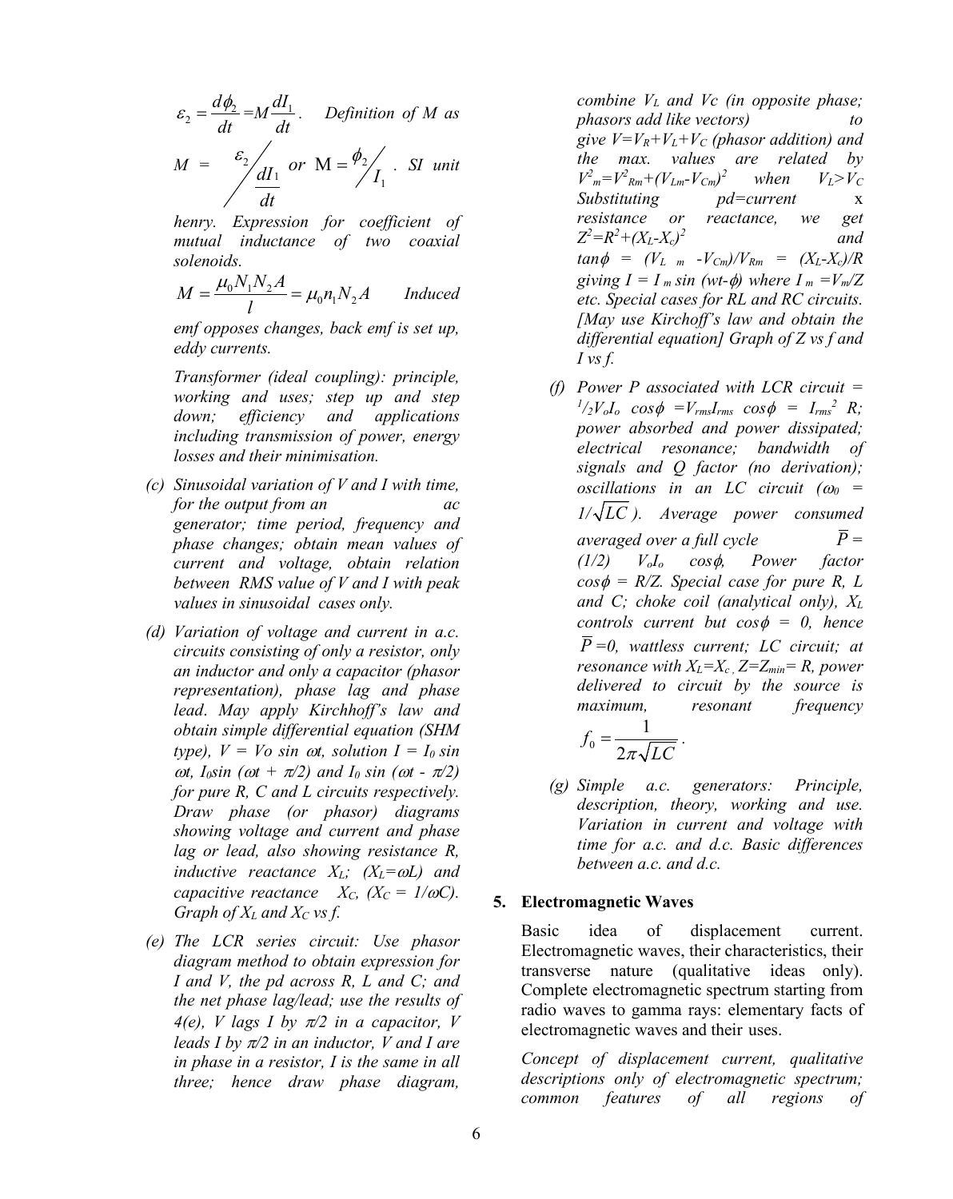$\varepsilon_2 = \frac{d\phi_2}{dt} = M\frac{dI_1}{dt}$. *Definition of M as* $M = \varepsilon_2 \big/ \frac{dI_1}{dt}$ *or* $M = \phi_2 / I_1$. *SI unit henry. Expression for coefficient of mutual inductance of two coaxial solenoids.*

$M = \frac{\mu_0 N_1 N_2 A}{l} = \mu_0 n_1 N_2 A$ *Induced emf opposes changes, back emf is set up, eddy currents.*

*Transformer (ideal coupling): principle, working and uses; step up and step down; efficiency and applications including transmission of power, energy losses and their minimisation.*

*(c) Sinusoidal variation of V and I with time, for the output from an ac generator; time period, frequency and phase changes; obtain mean values of current and voltage, obtain relation between RMS value of V and I with peak values in sinusoidal cases only.*

*(d) Variation of voltage and current in a.c. circuits consisting of only a resistor, only an inductor and only a capacitor (phasor representation), phase lag and phase lead. May apply Kirchhoff's law and obtain simple differential equation (SHM type),* $V = V_o \sin \omega t$*, solution* $I = I_0 \sin \omega t$, $I_0 \sin(\omega t + \pi/2)$ *and* $I_0 \sin(\omega t - \pi/2)$ *for pure R, C and L circuits respectively. Draw phase (or phasor) diagrams showing voltage and current and phase lag or lead, also showing resistance R, inductive reactance* $X_L$*;* $(X_L = \omega L)$ *and capacitive reactance* $X_C$*,* $(X_C = 1/\omega C)$*. Graph of* $X_L$ *and* $X_C$ *vs f.*

*(e) The LCR series circuit: Use phasor diagram method to obtain expression for I and V, the pd across R, L and C; and the net phase lag/lead; use the results of 4(e), V lags I by* $\pi/2$ *in a capacitor, V leads I by* $\pi/2$ *in an inductor, V and I are in phase in a resistor, I is the same in all three; hence draw phase diagram, combine* $V_L$ *and* $V_C$ *(in opposite phase; phasors add like vectors) to give* $V = V_R + V_L + V_C$ *(phasor addition) and the max. values are related by* $V_m^2 = V_{Rm}^2 + (V_{Lm} - V_{Cm})^2$ *when* $V_L > V_C$ *Substituting pd=current x resistance or reactance, we get* $Z^2 = R^2 + (X_L - X_c)^2$ *and* $\tan\phi = (V_{Lm} - V_{Cm})/V_{Rm} = (X_L - X_c)/R$ *giving* $I = I_m \sin(wt - \phi)$ *where* $I_m = V_m/Z$ *etc. Special cases for RL and RC circuits. [May use Kirchoff's law and obtain the differential equation] Graph of Z vs f and I vs f.*

*(f) Power P associated with LCR circuit =* $\frac{1}{2} V_o I_o \cos\phi = V_{rms} I_{rms} \cos\phi = I_{rms}^2 R$*; power absorbed and power dissipated; electrical resonance; bandwidth of signals and Q factor (no derivation); oscillations in an LC circuit* $(\omega_0 = 1/\sqrt{LC})$*. Average power consumed averaged over a full cycle* $\overline{P} = (1/2)\, V_o I_o \cos\phi$*, Power factor* $\cos\phi = R/Z$*. Special case for pure R, L and C; choke coil (analytical only),* $X_L$ *controls current but* $\cos\phi = 0$*, hence* $\overline{P} = 0$*, wattless current; LC circuit; at resonance with* $X_L = X_c$*,* $Z = Z_{min} = R$*, power delivered to circuit by the source is maximum, resonant frequency* $f_0 = \frac{1}{2\pi\sqrt{LC}}$.

*(g) Simple a.c. generators: Principle, description, theory, working and use. Variation in current and voltage with time for a.c. and d.c. Basic differences between a.c. and d.c.*

**5. Electromagnetic Waves**

Basic idea of displacement current. Electromagnetic waves, their characteristics, their transverse nature (qualitative ideas only). Complete electromagnetic spectrum starting from radio waves to gamma rays: elementary facts of electromagnetic waves and their uses.

*Concept of displacement current, qualitative descriptions only of electromagnetic spectrum; common features of all regions of*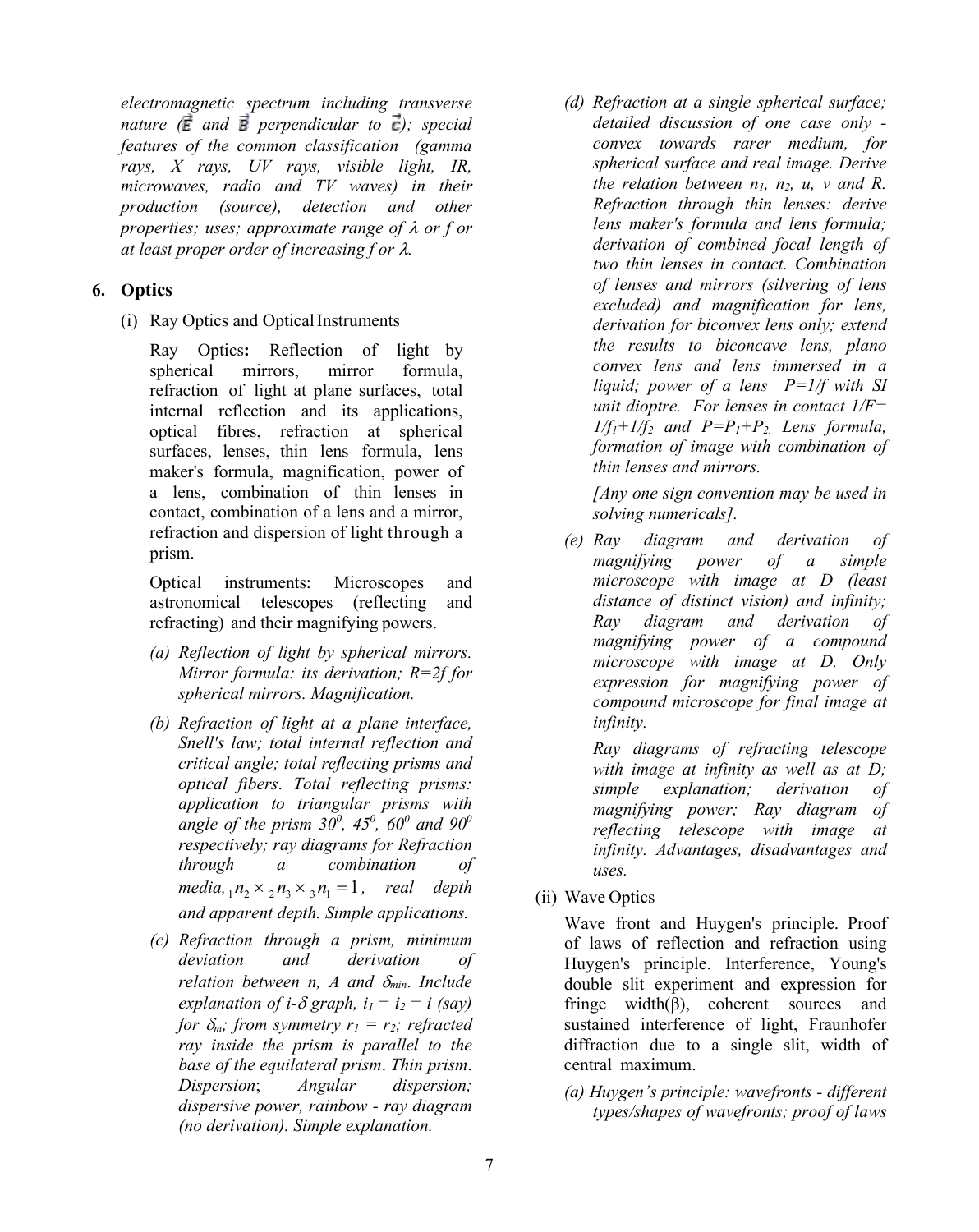*electromagnetic spectrum including transverse nature ($\vec{E}$ and $\vec{B}$ perpendicular to $\vec{c}$); special features of the common classification (gamma rays, X rays, UV rays, visible light, IR, microwaves, radio and TV waves) in their production (source), detection and other properties; uses; approximate range of $\lambda$ or $f$ or at least proper order of increasing $f$ or $\lambda$.*

## 6. Optics

(i) Ray Optics and Optical Instruments

Ray Optics**:** Reflection of light by spherical mirrors, mirror formula, refraction of light at plane surfaces, total internal reflection and its applications, optical fibres, refraction at spherical surfaces, lenses, thin lens formula, lens maker's formula, magnification, power of a lens, combination of thin lenses in contact, combination of a lens and a mirror, refraction and dispersion of light through a prism.

Optical instruments: Microscopes and astronomical telescopes (reflecting and refracting) and their magnifying powers.

*(a) Reflection of light by spherical mirrors. Mirror formula: its derivation; R=2f for spherical mirrors. Magnification.*

*(b) Refraction of light at a plane interface, Snell's law; total internal reflection and critical angle; total reflecting prisms and optical fibers. Total reflecting prisms: application to triangular prisms with angle of the prism $30^0$, $45^0$, $60^0$ and $90^0$ respectively; ray diagrams for Refraction through a combination of media, ${}_1n_2 \times {}_2n_3 \times {}_3n_1 = 1$, real depth and apparent depth. Simple applications.*

*(c) Refraction through a prism, minimum deviation and derivation of relation between n, A and $\delta_{min}$. Include explanation of i-$\delta$ graph, $i_1 = i_2 = i$ (say) for $\delta_m$; from symmetry $r_1 = r_2$; refracted ray inside the prism is parallel to the base of the equilateral prism. Thin prism. Dispersion; Angular dispersion; dispersive power, rainbow - ray diagram (no derivation). Simple explanation.*

*(d) Refraction at a single spherical surface; detailed discussion of one case only - convex towards rarer medium, for spherical surface and real image. Derive the relation between $n_1$, $n_2$, u, v and R. Refraction through thin lenses: derive lens maker's formula and lens formula; derivation of combined focal length of two thin lenses in contact. Combination of lenses and mirrors (silvering of lens excluded) and magnification for lens, derivation for biconvex lens only; extend the results to biconcave lens, plano convex lens and lens immersed in a liquid; power of a lens P=1/f with SI unit dioptre. For lenses in contact $1/F= 1/f_1+1/f_2$ and $P=P_1+P_2$. Lens formula, formation of image with combination of thin lenses and mirrors.*

*[Any one sign convention may be used in solving numericals].*

*(e) Ray diagram and derivation of magnifying power of a simple microscope with image at D (least distance of distinct vision) and infinity; Ray diagram and derivation of magnifying power of a compound microscope with image at D. Only expression for magnifying power of compound microscope for final image at infinity.*

*Ray diagrams of refracting telescope with image at infinity as well as at D; simple explanation; derivation of magnifying power; Ray diagram of reflecting telescope with image at infinity. Advantages, disadvantages and uses.*

(ii) Wave Optics

Wave front and Huygen's principle. Proof of laws of reflection and refraction using Huygen's principle. Interference, Young's double slit experiment and expression for fringe width($\beta$), coherent sources and sustained interference of light, Fraunhofer diffraction due to a single slit, width of central maximum.

*(a) Huygen's principle: wavefronts - different types/shapes of wavefronts; proof of laws*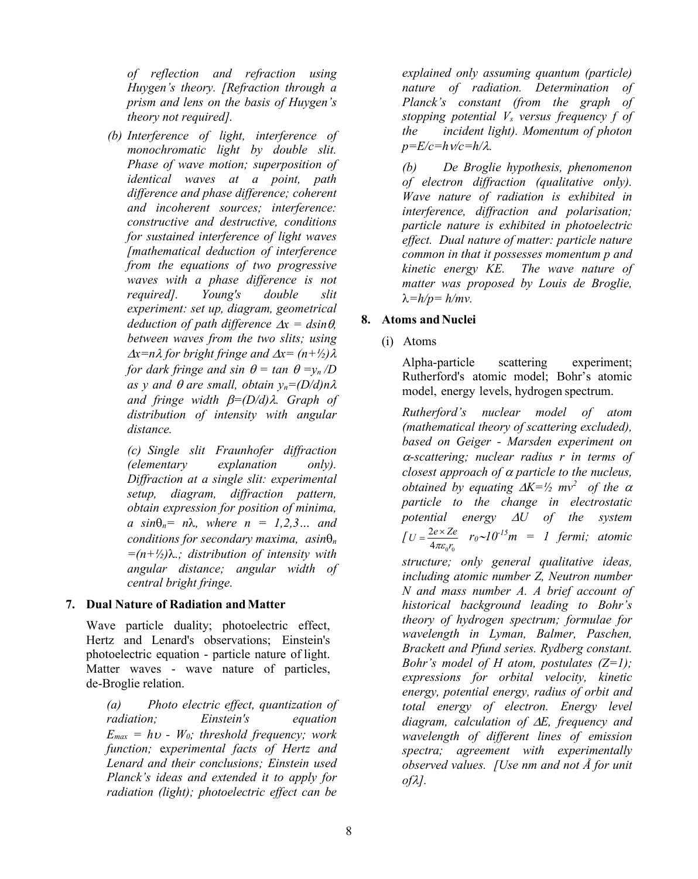*of reflection and refraction using Huygen's theory. [Refraction through a prism and lens on the basis of Huygen's theory not required].*

*(b) Interference of light, interference of monochromatic light by double slit. Phase of wave motion; superposition of identical waves at a point, path difference and phase difference; coherent and incoherent sources; interference: constructive and destructive, conditions for sustained interference of light waves [mathematical deduction of interference from the equations of two progressive waves with a phase difference is not required]. Young's double slit experiment: set up, diagram, geometrical deduction of path difference $\Delta x = d\sin\theta$, between waves from the two slits; using $\Delta x = n\lambda$ for bright fringe and $\Delta x = (n+½)\lambda$ for dark fringe and $\sin\theta = \tan\theta = y_n/D$ as y and $\theta$ are small, obtain $y_n=(D/d)n\lambda$ and fringe width $\beta=(D/d)\lambda$. Graph of distribution of intensity with angular distance.*

*(c) Single slit Fraunhofer diffraction (elementary explanation only). Diffraction at a single slit: experimental setup, diagram, diffraction pattern, obtain expression for position of minima, $a\sin\theta_n = n\lambda$, where n = 1,2,3… and conditions for secondary maxima, $a\sin\theta_n = (n+½)\lambda$.; distribution of intensity with angular distance; angular width of central bright fringe.*

## 7. Dual Nature of Radiation and Matter

Wave particle duality; photoelectric effect, Hertz and Lenard's observations; Einstein's photoelectric equation - particle nature of light. Matter waves - wave nature of particles, de-Broglie relation.

*(a) Photo electric effect, quantization of radiation; Einstein's equation $E_{max} = h\upsilon - W_0$; threshold frequency; work function; experimental facts of Hertz and Lenard and their conclusions; Einstein used Planck's ideas and extended it to apply for radiation (light); photoelectric effect can be explained only assuming quantum (particle) nature of radiation. Determination of Planck's constant (from the graph of stopping potential $V_s$ versus frequency f of the incident light). Momentum of photon $p=E/c=h\nu/c=h/\lambda$.*

*(b) De Broglie hypothesis, phenomenon of electron diffraction (qualitative only). Wave nature of radiation is exhibited in interference, diffraction and polarisation; particle nature is exhibited in photoelectric effect. Dual nature of matter: particle nature common in that it possesses momentum p and kinetic energy KE. The wave nature of matter was proposed by Louis de Broglie, $\lambda=h/p= h/mv$.*

## 8. Atoms and Nuclei

(i) Atoms

Alpha-particle scattering experiment; Rutherford's atomic model; Bohr's atomic model, energy levels, hydrogen spectrum.

*Rutherford's nuclear model of atom (mathematical theory of scattering excluded), based on Geiger - Marsden experiment on $\alpha$-scattering; nuclear radius r in terms of closest approach of $\alpha$ particle to the nucleus, obtained by equating $\Delta K=½\, mv^2$ of the $\alpha$ particle to the change in electrostatic potential energy $\Delta U$ of the system [$U = \frac{2e \times Ze}{4\pi\varepsilon_0 r_0}$ $r_0 \sim 10^{-15}$m = 1 fermi; atomic structure; only general qualitative ideas, including atomic number Z, Neutron number N and mass number A. A brief account of historical background leading to Bohr's theory of hydrogen spectrum; formulae for wavelength in Lyman, Balmer, Paschen, Brackett and Pfund series. Rydberg constant. Bohr's model of H atom, postulates (Z=1); expressions for orbital velocity, kinetic energy, potential energy, radius of orbit and total energy of electron. Energy level diagram, calculation of $\Delta E$, frequency and wavelength of different lines of emission spectra; agreement with experimentally observed values. [Use nm and not Å for unit of $\lambda$].*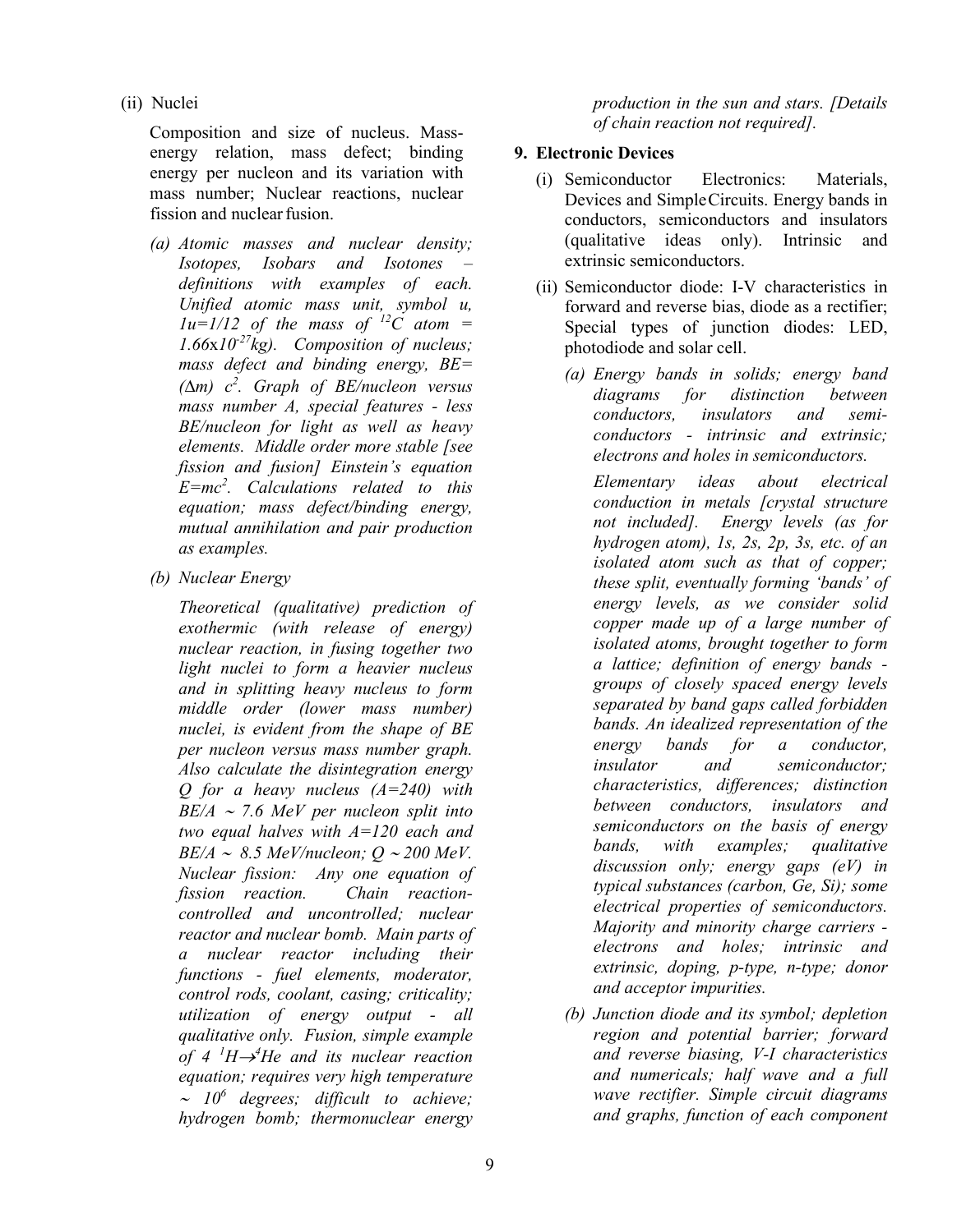(ii) Nuclei

Composition and size of nucleus. Mass-energy relation, mass defect; binding energy per nucleon and its variation with mass number; Nuclear reactions, nuclear fission and nuclear fusion.

*(a) Atomic masses and nuclear density; Isotopes, Isobars and Isotones – definitions with examples of each. Unified atomic mass unit, symbol u, $1u=1/12$ of the mass of $^{12}C$ atom = $1.66 \times 10^{-27}$kg). Composition of nucleus; mass defect and binding energy, $BE= (\Delta m)\, c^2$. Graph of BE/nucleon versus mass number A, special features - less BE/nucleon for light as well as heavy elements. Middle order more stable [see fission and fusion] Einstein's equation $E=mc^2$. Calculations related to this equation; mass defect/binding energy, mutual annihilation and pair production as examples.*

*(b) Nuclear Energy*

*Theoretical (qualitative) prediction of exothermic (with release of energy) nuclear reaction, in fusing together two light nuclei to form a heavier nucleus and in splitting heavy nucleus to form middle order (lower mass number) nuclei, is evident from the shape of BE per nucleon versus mass number graph. Also calculate the disintegration energy Q for a heavy nucleus (A=240) with BE/A $\sim$ 7.6 MeV per nucleon split into two equal halves with A=120 each and BE/A $\sim$ 8.5 MeV/nucleon; Q $\sim$ 200 MeV. Nuclear fission: Any one equation of fission reaction. Chain reaction-controlled and uncontrolled; nuclear reactor and nuclear bomb. Main parts of a nuclear reactor including their functions - fuel elements, moderator, control rods, coolant, casing; criticality; utilization of energy output - all qualitative only. Fusion, simple example of $4\ {}^1H \rightarrow {}^4He$ and its nuclear reaction equation; requires very high temperature $\sim 10^6$ degrees; difficult to achieve; hydrogen bomb; thermonuclear energy production in the sun and stars. [Details of chain reaction not required].*

**9. Electronic Devices**

(i) Semiconductor Electronics: Materials, Devices and Simple Circuits. Energy bands in conductors, semiconductors and insulators (qualitative ideas only). Intrinsic and extrinsic semiconductors.

(ii) Semiconductor diode: I-V characteristics in forward and reverse bias, diode as a rectifier; Special types of junction diodes: LED, photodiode and solar cell.

*(a) Energy bands in solids; energy band diagrams for distinction between conductors, insulators and semi-conductors - intrinsic and extrinsic; electrons and holes in semiconductors.*

*Elementary ideas about electrical conduction in metals [crystal structure not included]. Energy levels (as for hydrogen atom), 1s, 2s, 2p, 3s, etc. of an isolated atom such as that of copper; these split, eventually forming 'bands' of energy levels, as we consider solid copper made up of a large number of isolated atoms, brought together to form a lattice; definition of energy bands - groups of closely spaced energy levels separated by band gaps called forbidden bands. An idealized representation of the energy bands for a conductor, insulator and semiconductor; characteristics, differences; distinction between conductors, insulators and semiconductors on the basis of energy bands, with examples; qualitative discussion only; energy gaps (eV) in typical substances (carbon, Ge, Si); some electrical properties of semiconductors. Majority and minority charge carriers - electrons and holes; intrinsic and extrinsic, doping, p-type, n-type; donor and acceptor impurities.*

*(b) Junction diode and its symbol; depletion region and potential barrier; forward and reverse biasing, V-I characteristics and numericals; half wave and a full wave rectifier. Simple circuit diagrams and graphs, function of each component*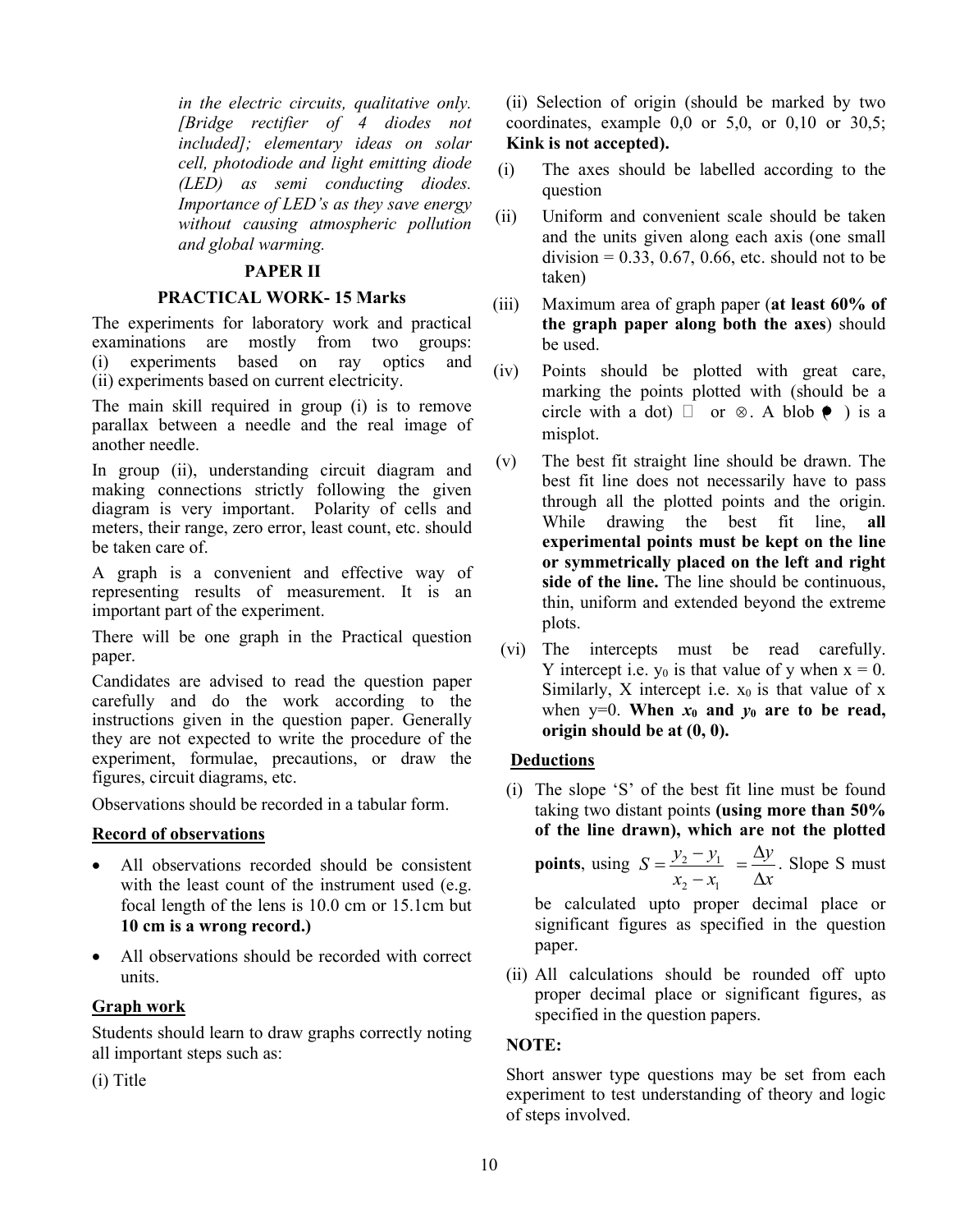*in the electric circuits, qualitative only. [Bridge rectifier of 4 diodes not included]; elementary ideas on solar cell, photodiode and light emitting diode (LED) as semi conducting diodes. Importance of LED's as they save energy without causing atmospheric pollution and global warming.*

## PAPER II

## PRACTICAL WORK- 15 Marks

The experiments for laboratory work and practical examinations are mostly from two groups: (i) experiments based on ray optics and (ii) experiments based on current electricity.

The main skill required in group (i) is to remove parallax between a needle and the real image of another needle.

In group (ii), understanding circuit diagram and making connections strictly following the given diagram is very important. Polarity of cells and meters, their range, zero error, least count, etc. should be taken care of.

A graph is a convenient and effective way of representing results of measurement. It is an important part of the experiment.

There will be one graph in the Practical question paper.

Candidates are advised to read the question paper carefully and do the work according to the instructions given in the question paper. Generally they are not expected to write the procedure of the experiment, formulae, precautions, or draw the figures, circuit diagrams, etc.

Observations should be recorded in a tabular form.

**Record of observations**

- All observations recorded should be consistent with the least count of the instrument used (e.g. focal length of the lens is 10.0 cm or 15.1cm but **10 cm is a wrong record.)**
- All observations should be recorded with correct units.

**Graph work**

Students should learn to draw graphs correctly noting all important steps such as:

(i) Title

(ii) Selection of origin (should be marked by two coordinates, example 0,0 or 5,0, or 0,10 or 30,5; **Kink is not accepted).**

(i) The axes should be labelled according to the question

(ii) Uniform and convenient scale should be taken and the units given along each axis (one small division = 0.33, 0.67, 0.66, etc. should not to be taken)

(iii) Maximum area of graph paper (**at least 60% of the graph paper along both the axes**) should be used.

(iv) Points should be plotted with great care, marking the points plotted with (should be a circle with a dot) ⊙ or ⊗. A blob ● ) is a misplot.

(v) The best fit straight line should be drawn. The best fit line does not necessarily have to pass through all the plotted points and the origin. While drawing the best fit line, **all experimental points must be kept on the line or symmetrically placed on the left and right side of the line.** The line should be continuous, thin, uniform and extended beyond the extreme plots.

(vi) The intercepts must be read carefully. Y intercept i.e. $y_0$ is that value of y when x = 0. Similarly, X intercept i.e. $x_0$ is that value of x when y=0. **When $x_0$ and $y_0$ are to be read, origin should be at (0, 0).**

**Deductions**

(i) The slope 'S' of the best fit line must be found taking two distant points **(using more than 50% of the line drawn), which are not the plotted points**, using $S = \frac{y_2 - y_1}{x_2 - x_1} = \frac{\Delta y}{\Delta x}$. Slope S must be calculated upto proper decimal place or significant figures as specified in the question paper.

(ii) All calculations should be rounded off upto proper decimal place or significant figures, as specified in the question papers.

**NOTE:**

Short answer type questions may be set from each experiment to test understanding of theory and logic of steps involved.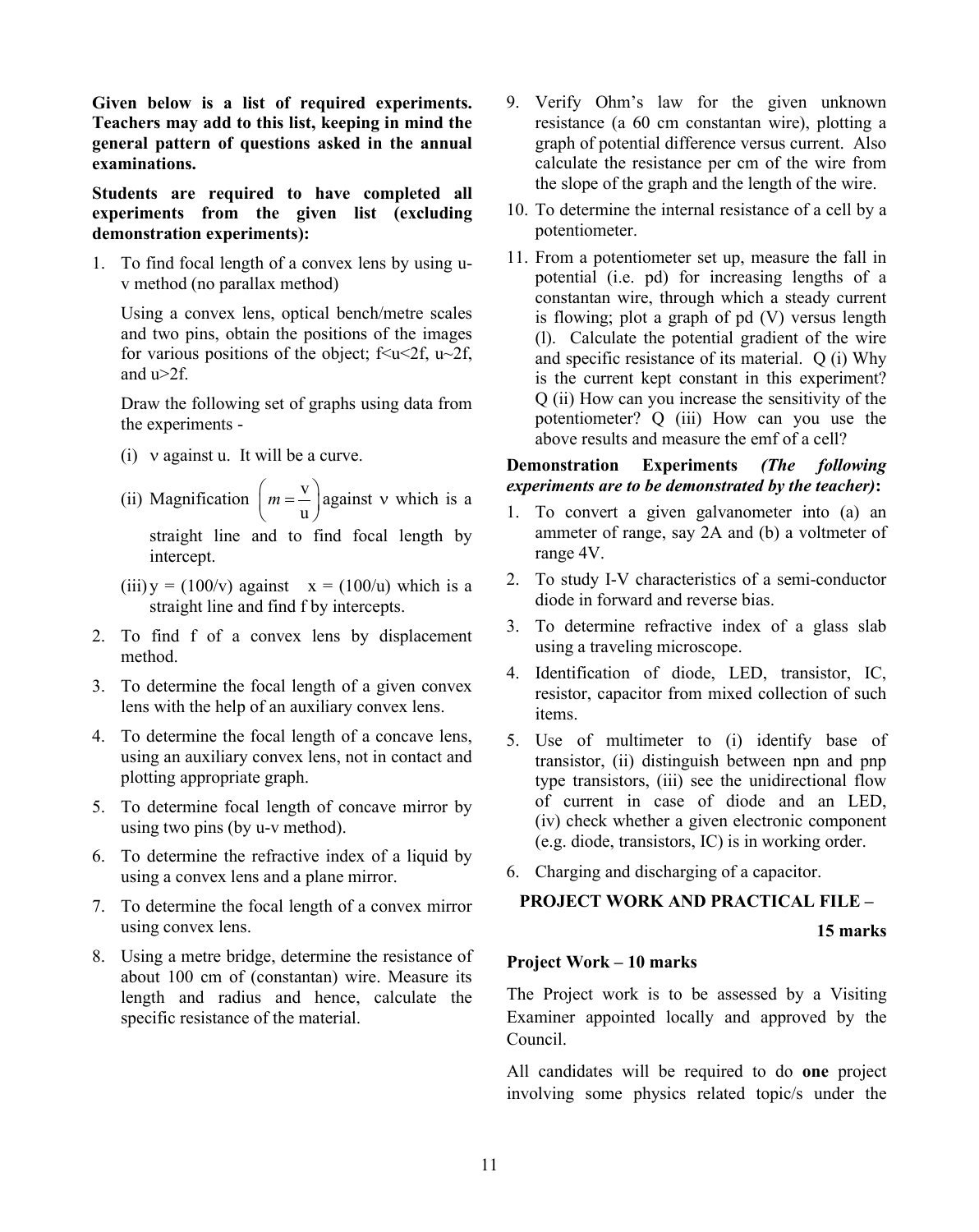**Given below is a list of required experiments. Teachers may add to this list, keeping in mind the general pattern of questions asked in the annual examinations.**

**Students are required to have completed all experiments from the given list (excluding demonstration experiments):**

1. To find focal length of a convex lens by using u-v method (no parallax method)

   Using a convex lens, optical bench/metre scales and two pins, obtain the positions of the images for various positions of the object; f<u<2f, u~2f, and u>2f.

   Draw the following set of graphs using data from the experiments -

   (i) ν against u. It will be a curve.

   (ii) Magnification $\left(m = \frac{v}{u}\right)$ against ν which is a straight line and to find focal length by intercept.

   (iii) y = (100/v) against x = (100/u) which is a straight line and find f by intercepts.

2. To find f of a convex lens by displacement method.
3. To determine the focal length of a given convex lens with the help of an auxiliary convex lens.
4. To determine the focal length of a concave lens, using an auxiliary convex lens, not in contact and plotting appropriate graph.
5. To determine focal length of concave mirror by using two pins (by u-v method).
6. To determine the refractive index of a liquid by using a convex lens and a plane mirror.
7. To determine the focal length of a convex mirror using convex lens.
8. Using a metre bridge, determine the resistance of about 100 cm of (constantan) wire. Measure its length and radius and hence, calculate the specific resistance of the material.
9. Verify Ohm's law for the given unknown resistance (a 60 cm constantan wire), plotting a graph of potential difference versus current. Also calculate the resistance per cm of the wire from the slope of the graph and the length of the wire.
10. To determine the internal resistance of a cell by a potentiometer.
11. From a potentiometer set up, measure the fall in potential (i.e. pd) for increasing lengths of a constantan wire, through which a steady current is flowing; plot a graph of pd (V) versus length (l). Calculate the potential gradient of the wire and specific resistance of its material. Q (i) Why is the current kept constant in this experiment? Q (ii) How can you increase the sensitivity of the potentiometer? Q (iii) How can you use the above results and measure the emf of a cell?

**Demonstration Experiments** ***(The following experiments are to be demonstrated by the teacher)*****:**

1. To convert a given galvanometer into (a) an ammeter of range, say 2A and (b) a voltmeter of range 4V.
2. To study I-V characteristics of a semi-conductor diode in forward and reverse bias.
3. To determine refractive index of a glass slab using a traveling microscope.
4. Identification of diode, LED, transistor, IC, resistor, capacitor from mixed collection of such items.
5. Use of multimeter to (i) identify base of transistor, (ii) distinguish between npn and pnp type transistors, (iii) see the unidirectional flow of current in case of diode and an LED, (iv) check whether a given electronic component (e.g. diode, transistors, IC) is in working order.
6. Charging and discharging of a capacitor.

## PROJECT WORK AND PRACTICAL FILE – 15 marks

### Project Work – 10 marks

The Project work is to be assessed by a Visiting Examiner appointed locally and approved by the Council.

All candidates will be required to do **one** project involving some physics related topic/s under the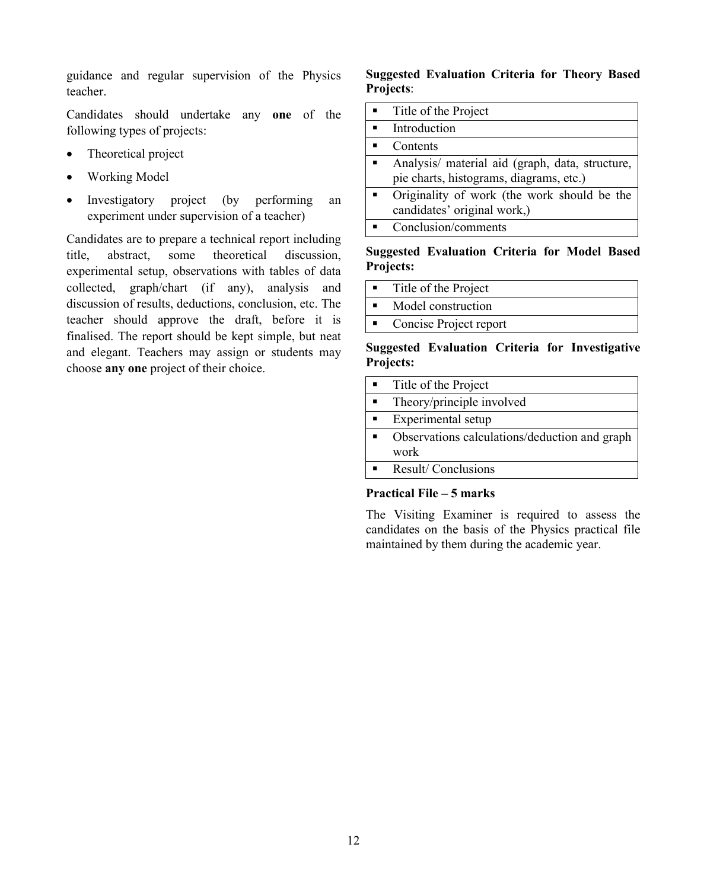guidance and regular supervision of the Physics teacher.

Candidates should undertake any **one** of the following types of projects:

- Theoretical project
- Working Model
- Investigatory project (by performing an experiment under supervision of a teacher)

Candidates are to prepare a technical report including title, abstract, some theoretical discussion, experimental setup, observations with tables of data collected, graph/chart (if any), analysis and discussion of results, deductions, conclusion, etc. The teacher should approve the draft, before it is finalised. The report should be kept simple, but neat and elegant. Teachers may assign or students may choose **any one** project of their choice.

**Suggested Evaluation Criteria for Theory Based Projects**:

| |
|---|
| ▪ Title of the Project |
| ▪ Introduction |
| ▪ Contents |
| ▪ Analysis/ material aid (graph, data, structure, pie charts, histograms, diagrams, etc.) |
| ▪ Originality of work (the work should be the candidates' original work,) |
| ▪ Conclusion/comments |

**Suggested Evaluation Criteria for Model Based Projects:**

| |
|---|
| ▪ Title of the Project |
| ▪ Model construction |
| ▪ Concise Project report |

**Suggested Evaluation Criteria for Investigative Projects:**

| |
|---|
| ▪ Title of the Project |
| ▪ Theory/principle involved |
| ▪ Experimental setup |
| ▪ Observations calculations/deduction and graph work |
| ▪ Result/ Conclusions |

**Practical File – 5 marks**

The Visiting Examiner is required to assess the candidates on the basis of the Physics practical file maintained by them during the academic year.